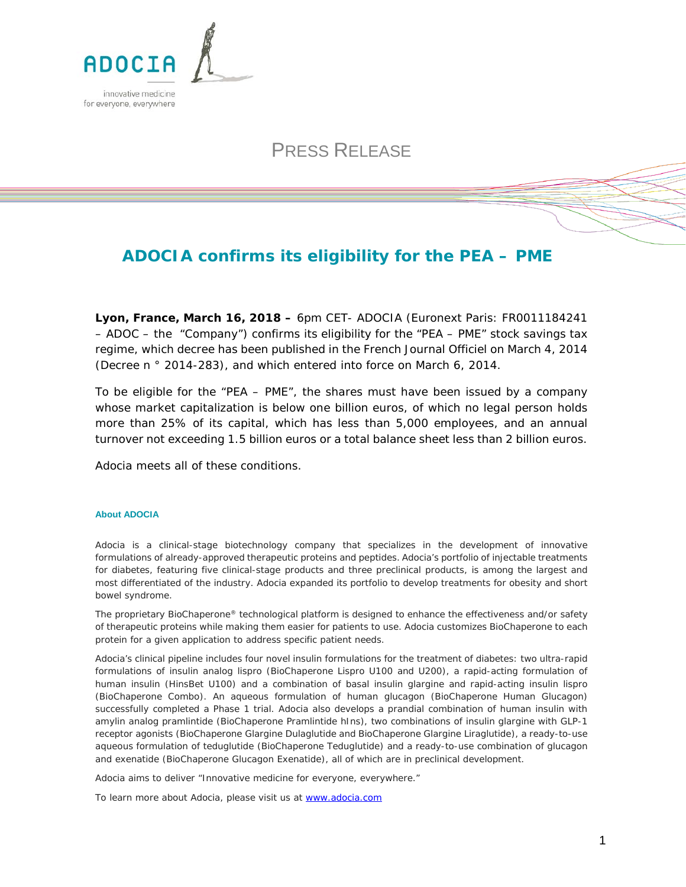ADOCIA

innovative medicine for everyone, everywhere

PRESS RELEASE

# ADOCIA confirms its eligibility for the PEA – PME

**Lyon, France, March 16, 2018 –** 6pm CET- ADOCIA (Euronext Paris: FR0011184241 – ADOC – the "Company") confirms its eligibility for the "PEA – PME" stock savings tax regime, which decree has been published in the French Journal Officiel on March 4, 2014 (Decree n ° 2014-283), and which entered into force on March 6, 2014.

To be eligible for the "PEA – PME", the shares must have been issued by a company whose market capitalization is below one billion euros, of which no legal person holds more than 25% of its capital, which has less than 5,000 employees, and an annual turnover not exceeding 1.5 billion euros or a total balance sheet less than 2 billion euros.

Adocia meets all of these conditions.

#### About ADOCIA

Adocia is a clinical-stage biotechnology company that specializes in the development of innovative formulations of already-approved therapeutic proteins and peptides. Adocia's portfolio of injectable treatments for diabetes, featuring five clinical-stage products and three preclinical products, is among the largest and most differentiated of the industry. Adocia expanded its portfolio to develop treatments for obesity and short bowel syndrome.

The proprietary BioChaperone® technological platform is designed to enhance the effectiveness and/or safety of therapeutic proteins while making them easier for patients to use. Adocia customizes BioChaperone to each protein for a given application to address specific patient needs.

Adocia's clinical pipeline includes four novel insulin formulations for the treatment of diabetes: two ultra-rapid formulations of insulin analog lispro (BioChaperone Lispro U100 and U200), a rapid-acting formulation of human insulin (HinsBet U100) and a combination of basal insulin glargine and rapid-acting insulin lispro (BioChaperone Combo). An aqueous formulation of human glucagon (BioChaperone Human Glucagon) successfully completed a Phase 1 trial. Adocia also develops a prandial combination of human insulin with amylin analog pramlintide (BioChaperone Pramlintide hIns), two combinations of insulin glargine with GLP-1 receptor agonists (BioChaperone Glargine Dulaglutide and BioChaperone Glargine Liraglutide), a ready-to-use aqueous formulation of teduglutide (BioChaperone Teduglutide) and a ready-to-use combination of glucagon and exenatide (BioChaperone Glucagon Exenatide), all of which are in preclinical development.

Adocia aims to deliver "Innovative medicine for everyone, everywhere."

To learn more about Adocia, please visit us at www.adocia.com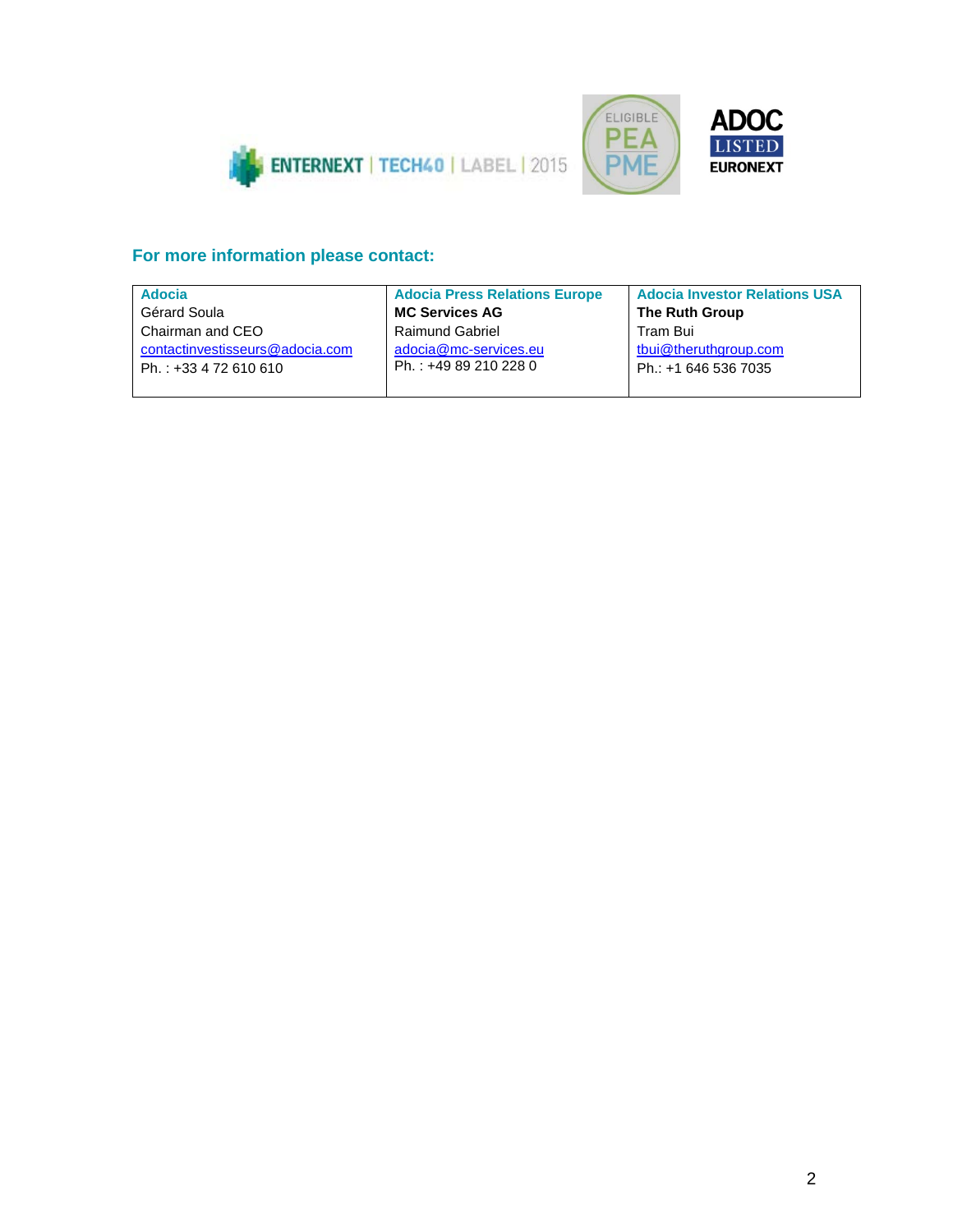## For more information please contact:

| | | |
|---|---|---|
| **Adocia** | **Adocia Press Relations Europe** | **Adocia Investor Relations USA** |
| Gérard Soula | **MC Services AG** | **The Ruth Group** |
| Chairman and CEO | Raimund Gabriel | Tram Bui |
| contactinvestisseurs@adocia.com | adocia@mc-services.eu | tbui@theruthgroup.com |
| Ph. : +33 4 72 610 610 | Ph. : +49 89 210 228 0 | Ph.: +1 646 536 7035 |